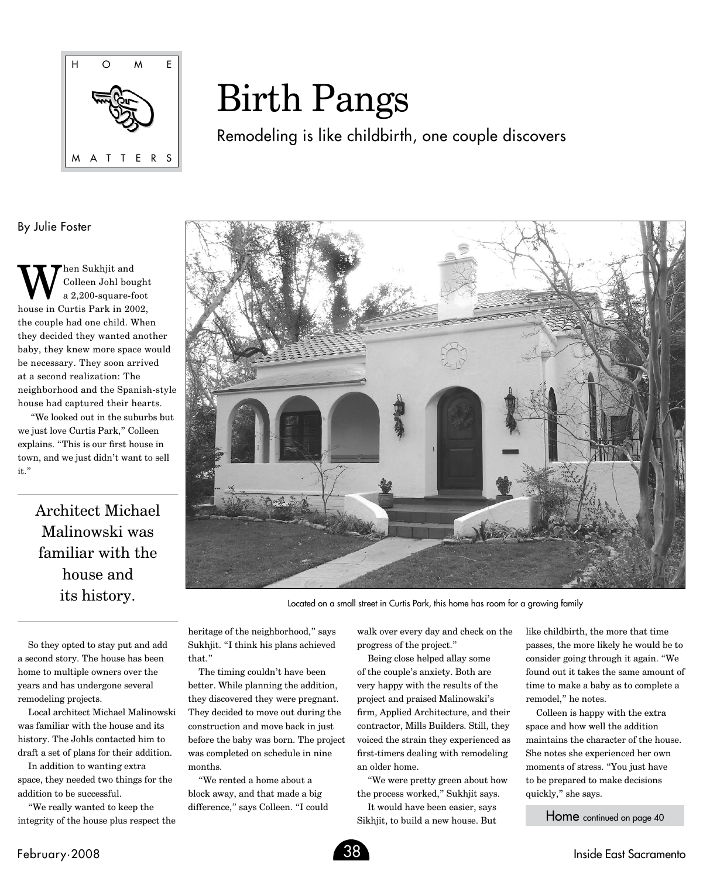HOME MATTERS

# Birth Pangs

## Remodeling is like childbirth, one couple discovers

By Julie Foster

When Sukhjit and Colleen Johl bought a 2,200-square-foot house in Curtis Park in 2002, the couple had one child. When they decided they wanted another baby, they knew more space would be necessary. They soon arrived at a second realization: The neighborhood and the Spanish-style house had captured their hearts.

"We looked out in the suburbs but we just love Curtis Park," Colleen explains. "This is our first house in town, and we just didn't want to sell it."

> Architect Michael Malinowski was familiar with the house and its history.

Located on a small street in Curtis Park, this home has room for a growing family

So they opted to stay put and add a second story. The house has been home to multiple owners over the years and has undergone several remodeling projects.

Local architect Michael Malinowski was familiar with the house and its history. The Johls contacted him to draft a set of plans for their addition.

In addition to wanting extra space, they needed two things for the addition to be successful.

"We really wanted to keep the integrity of the house plus respect the heritage of the neighborhood," says Sukhjit. "I think his plans achieved that."

The timing couldn't have been better. While planning the addition, they discovered they were pregnant. They decided to move out during the construction and move back in just before the baby was born. The project was completed on schedule in nine months.

"We rented a home about a block away, and that made a big difference," says Colleen. "I could walk over every day and check on the progress of the project."

Being close helped allay some of the couple's anxiety. Both are very happy with the results of the project and praised Malinowski's firm, Applied Architecture, and their contractor, Mills Builders. Still, they voiced the strain they experienced as first-timers dealing with remodeling an older home.

"We were pretty green about how the process worked," Sukhjit says.

It would have been easier, says Sikhjit, to build a new house. But like childbirth, the more that time passes, the more likely he would be to consider going through it again. "We found out it takes the same amount of time to make a baby as to complete a remodel," he notes.

Colleen is happy with the extra space and how well the addition maintains the character of the house. She notes she experienced her own moments of stress. "You just have to be prepared to make decisions quickly," she says.

Home continued on page 40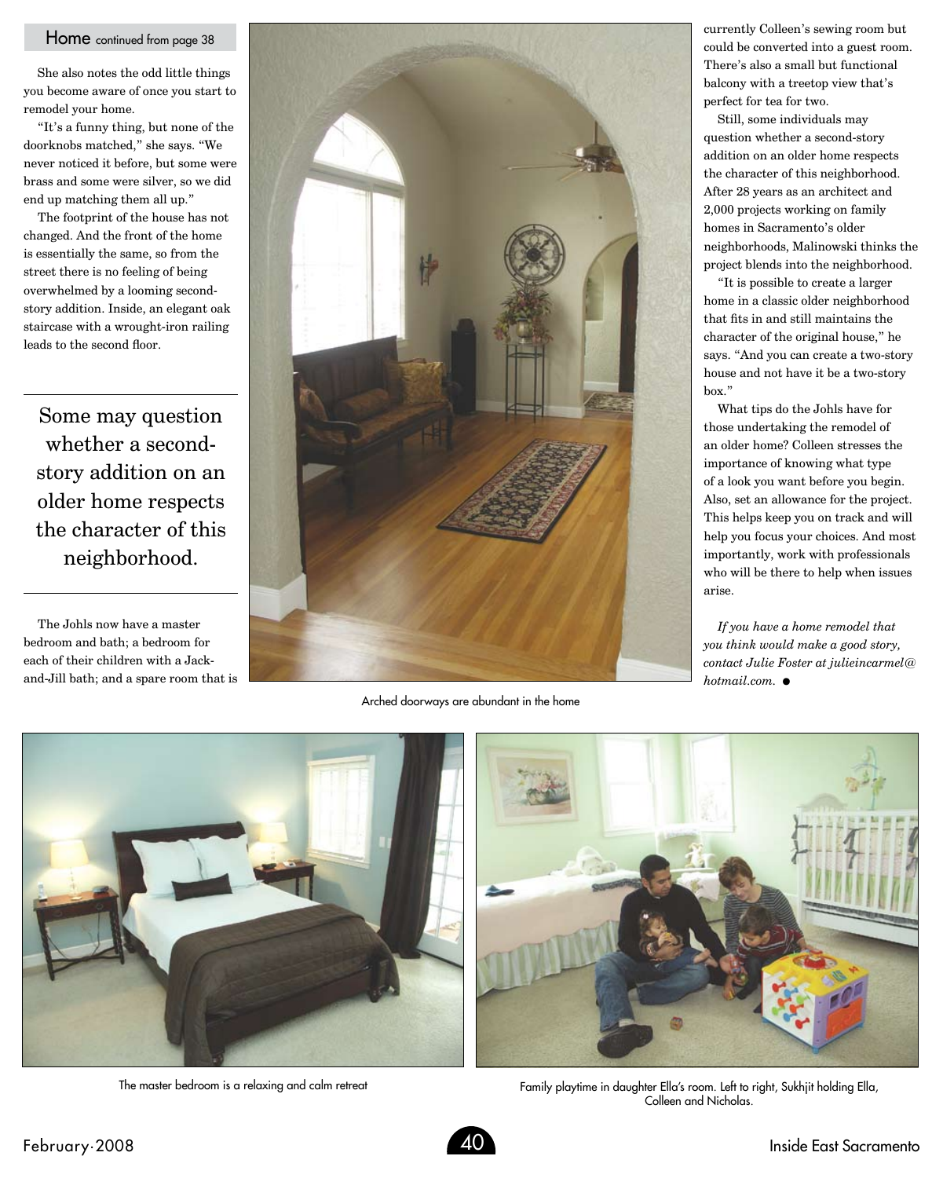Home continued from page 38

She also notes the odd little things you become aware of once you start to remodel your home.

"It's a funny thing, but none of the doorknobs matched," she says. "We never noticed it before, but some were brass and some were silver, so we did end up matching them all up."

The footprint of the house has not changed. And the front of the home is essentially the same, so from the street there is no feeling of being overwhelmed by a looming second-story addition. Inside, an elegant oak staircase with a wrought-iron railing leads to the second floor.

> Some may question whether a second-story addition on an older home respects the character of this neighborhood.

The Johls now have a master bedroom and bath; a bedroom for each of their children with a Jack-and-Jill bath; and a spare room that is currently Colleen's sewing room but could be converted into a guest room. There's also a small but functional balcony with a treetop view that's perfect for tea for two.

Still, some individuals may question whether a second-story addition on an older home respects the character of this neighborhood. After 28 years as an architect and 2,000 projects working on family homes in Sacramento's older neighborhoods, Malinowski thinks the project blends into the neighborhood.

"It is possible to create a larger home in a classic older neighborhood that fits in and still maintains the character of the original house," he says. "And you can create a two-story house and not have it be a two-story box."

What tips do the Johls have for those undertaking the remodel of an older home? Colleen stresses the importance of knowing what type of a look you want before you begin. Also, set an allowance for the project. This helps keep you on track and will help you focus your choices. And most importantly, work with professionals who will be there to help when issues arise.

*If you have a home remodel that you think would make a good story, contact Julie Foster at julieincarmel@hotmail.com.* ●

Arched doorways are abundant in the home

The master bedroom is a relaxing and calm retreat

Family playtime in daughter Ella's room. Left to right, Sukhjit holding Ella, Colleen and Nicholas.